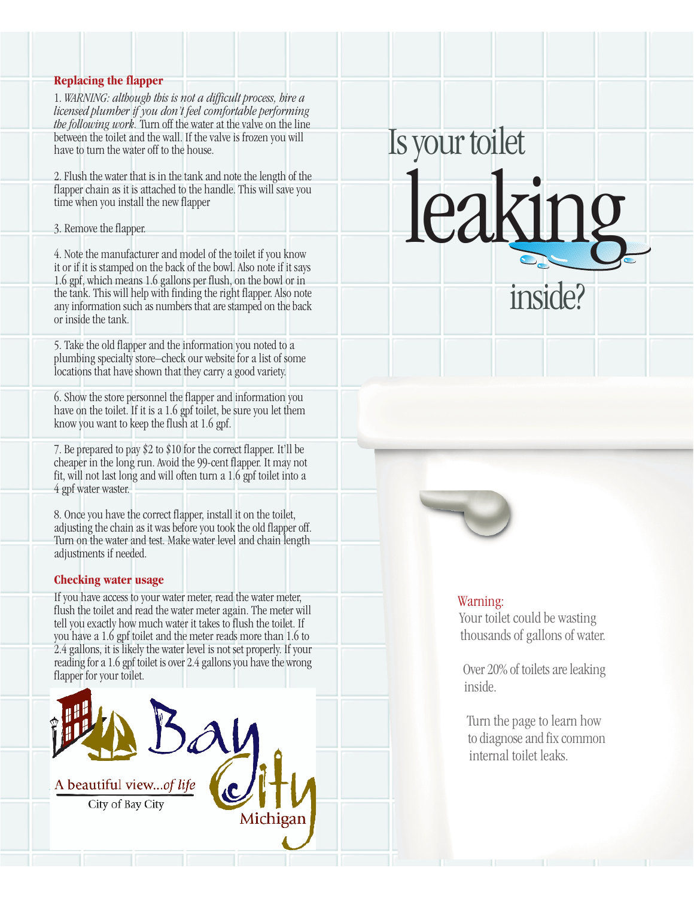## Replacing the flapper

1. *WARNING: although this is not a difficult process, hire a licensed plumber if you don't feel comfortable performing the following work.* Turn off the water at the valve on the line between the toilet and the wall. If the valve is frozen you will have to turn the water off to the house.

2. Flush the water that is in the tank and note the length of the flapper chain as it is attached to the handle. This will save you time when you install the new flapper

3. Remove the flapper.

4. Note the manufacturer and model of the toilet if you know it or if it is stamped on the back of the bowl. Also note if it says 1.6 gpf, which means 1.6 gallons per flush, on the bowl or in the tank. This will help with finding the right flapper. Also note any information such as numbers that are stamped on the back or inside the tank.

5. Take the old flapper and the information you noted to a plumbing specialty store–check our website for a list of some locations that have shown that they carry a good variety.

6. Show the store personnel the flapper and information you have on the toilet. If it is a 1.6 gpf toilet, be sure you let them know you want to keep the flush at 1.6 gpf.

7. Be prepared to pay $2 to $10 for the correct flapper. It'll be cheaper in the long run. Avoid the 99-cent flapper. It may not fit, will not last long and will often turn a 1.6 gpf toilet into a 4 gpf water waster.

8. Once you have the correct flapper, install it on the toilet, adjusting the chain as it was before you took the old flapper off. Turn on the water and test. Make water level and chain length adjustments if needed.

## Checking water usage

If you have access to your water meter, read the water meter, flush the toilet and read the water meter again. The meter will tell you exactly how much water it takes to flush the toilet. If you have a 1.6 gpf toilet and the meter reads more than 1.6 to 2.4 gallons, it is likely the water level is not set properly. If your reading for a 1.6 gpf toilet is over 2.4 gallons you have the wrong flapper for your toilet.

Bay City
A beautiful view...*of life*
City of Bay City
Michigan

# Is your toilet leaking inside?

Warning:
Your toilet could be wasting thousands of gallons of water.

Over 20% of toilets are leaking inside.

Turn the page to learn how to diagnose and fix common internal toilet leaks.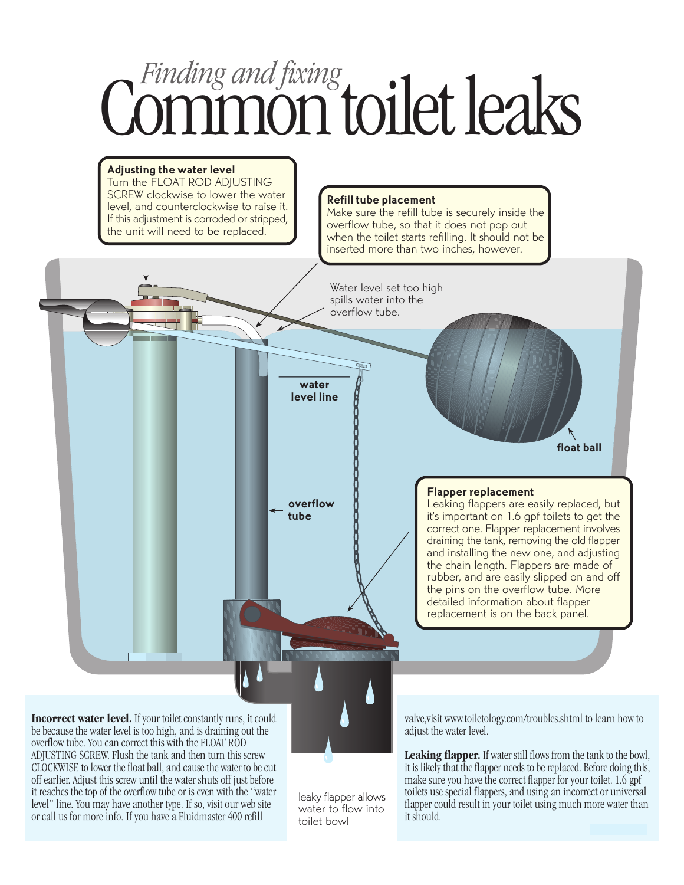*Finding and fixing*

# Common toilet leaks

**Adjusting the water level**
Turn the FLOAT ROD ADJUSTING SCREW clockwise to lower the water level, and counterclockwise to raise it. If this adjustment is corroded or stripped, the unit will need to be replaced.

**Refill tube placement**
Make sure the refill tube is securely inside the overflow tube, so that it does not pop out when the toilet starts refilling. It should not be inserted more than two inches, however.

Water level set too high spills water into the overflow tube.

water level line

float ball

overflow tube

**Flapper replacement**
Leaking flappers are easily replaced, but it's important on 1.6 gpf toilets to get the correct one. Flapper replacement involves draining the tank, removing the old flapper and installing the new one, and adjusting the chain length. Flappers are made of rubber, and are easily slipped on and off the pins on the overflow tube. More detailed information about flapper replacement is on the back panel.

leaky flapper allows water to flow into toilet bowl

**Incorrect water level.** If your toilet constantly runs, it could be because the water level is too high, and is draining out the overflow tube. You can correct this with the FLOAT ROD ADJUSTING SCREW. Flush the tank and then turn this screw CLOCKWISE to lower the float ball, and cause the water to be cut off earlier. Adjust this screw until the water shuts off just before it reaches the top of the overflow tube or is even with the "water level" line. You may have another type. If so, visit our web site or call us for more info. If you have a Fluidmaster 400 refill valve,visit www.toiletology.com/troubles.shtml to learn how to adjust the water level.

**Leaking flapper.** If water still flows from the tank to the bowl, it is likely that the flapper needs to be replaced. Before doing this, make sure you have the correct flapper for your toilet. 1.6 gpf toilets use special flappers, and using an incorrect or universal flapper could result in your toilet using much more water than it should.